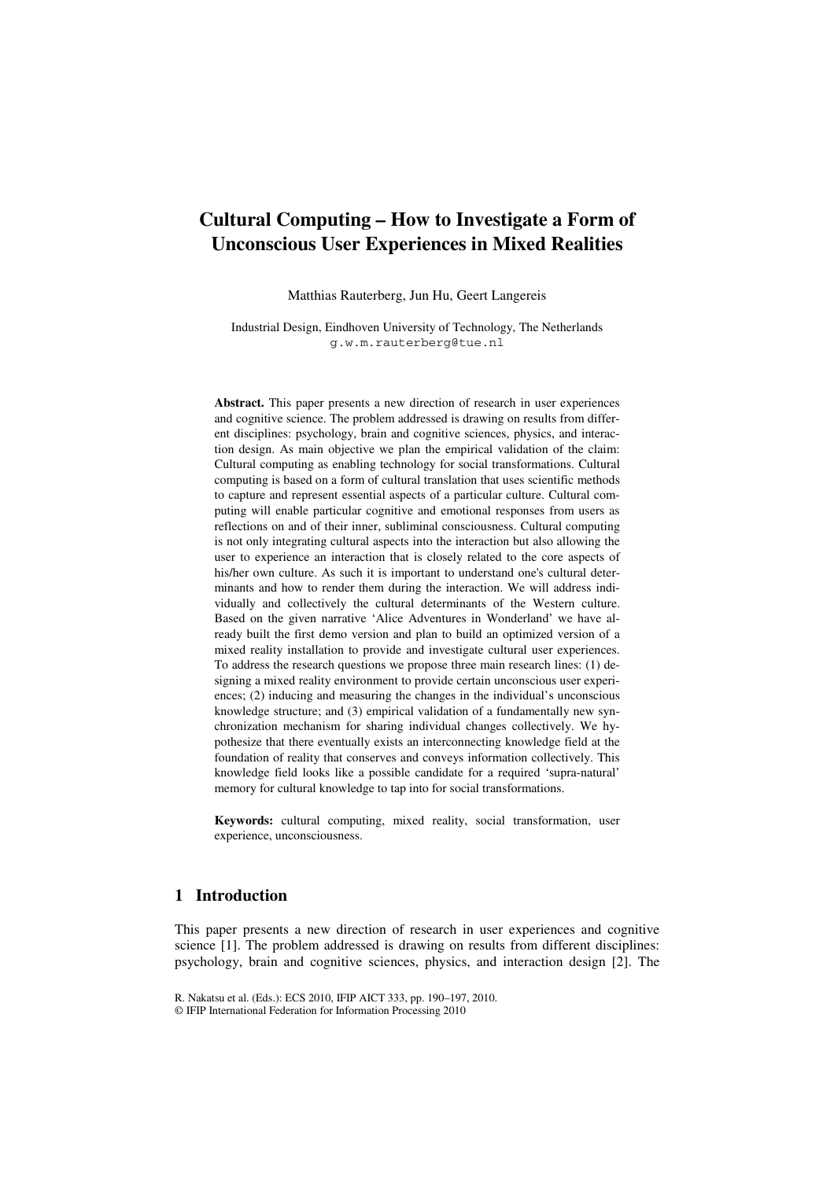# Cultural Computing – How to Investigate a Form of Unconscious User Experiences in Mixed Realities

Matthias Rauterberg, Jun Hu, Geert Langereis

Industrial Design, Eindhoven University of Technology, The Netherlands
g.w.m.rauterberg@tue.nl

**Abstract.** This paper presents a new direction of research in user experiences and cognitive science. The problem addressed is drawing on results from different disciplines: psychology, brain and cognitive sciences, physics, and interaction design. As main objective we plan the empirical validation of the claim: Cultural computing as enabling technology for social transformations. Cultural computing is based on a form of cultural translation that uses scientific methods to capture and represent essential aspects of a particular culture. Cultural computing will enable particular cognitive and emotional responses from users as reflections on and of their inner, subliminal consciousness. Cultural computing is not only integrating cultural aspects into the interaction but also allowing the user to experience an interaction that is closely related to the core aspects of his/her own culture. As such it is important to understand one's cultural determinants and how to render them during the interaction. We will address individually and collectively the cultural determinants of the Western culture. Based on the given narrative 'Alice Adventures in Wonderland' we have already built the first demo version and plan to build an optimized version of a mixed reality installation to provide and investigate cultural user experiences. To address the research questions we propose three main research lines: (1) designing a mixed reality environment to provide certain unconscious user experiences; (2) inducing and measuring the changes in the individual's unconscious knowledge structure; and (3) empirical validation of a fundamentally new synchronization mechanism for sharing individual changes collectively. We hypothesize that there eventually exists an interconnecting knowledge field at the foundation of reality that conserves and conveys information collectively. This knowledge field looks like a possible candidate for a required 'supra-natural' memory for cultural knowledge to tap into for social transformations.

**Keywords:** cultural computing, mixed reality, social transformation, user experience, unconsciousness.

## 1 Introduction

This paper presents a new direction of research in user experiences and cognitive science [1]. The problem addressed is drawing on results from different disciplines: psychology, brain and cognitive sciences, physics, and interaction design [2]. The

R. Nakatsu et al. (Eds.): ECS 2010, IFIP AICT 333, pp. 190–197, 2010.
© IFIP International Federation for Information Processing 2010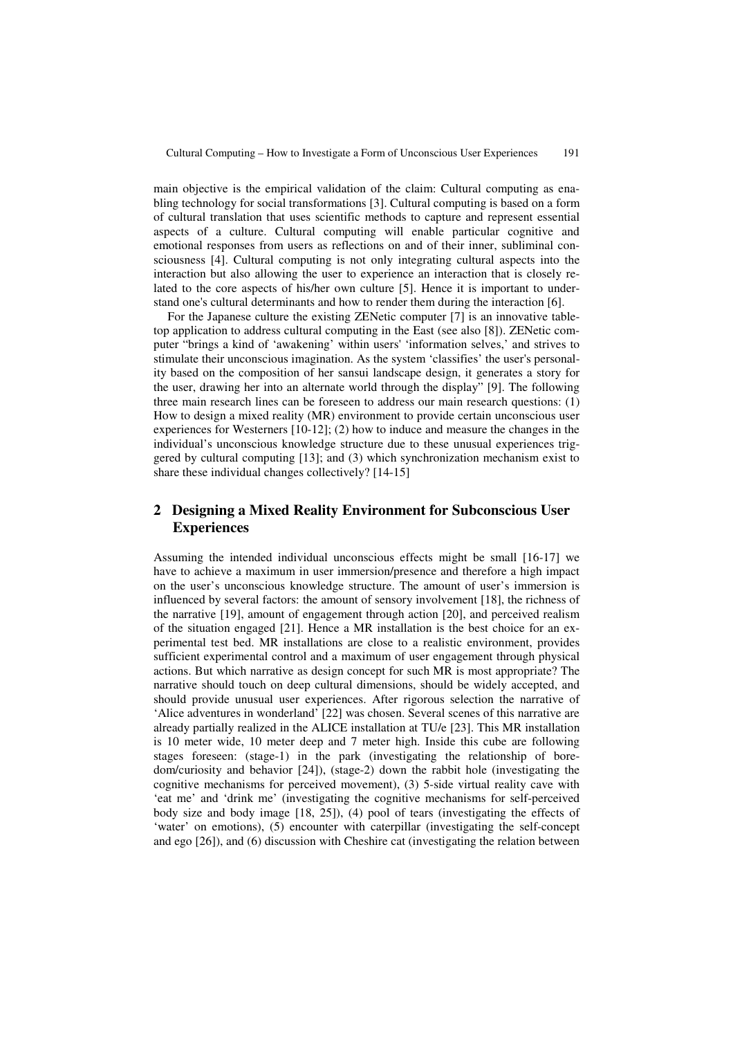main objective is the empirical validation of the claim: Cultural computing as enabling technology for social transformations [3]. Cultural computing is based on a form of cultural translation that uses scientific methods to capture and represent essential aspects of a culture. Cultural computing will enable particular cognitive and emotional responses from users as reflections on and of their inner, subliminal consciousness [4]. Cultural computing is not only integrating cultural aspects into the interaction but also allowing the user to experience an interaction that is closely related to the core aspects of his/her own culture [5]. Hence it is important to understand one's cultural determinants and how to render them during the interaction [6].

For the Japanese culture the existing ZENetic computer [7] is an innovative tabletop application to address cultural computing in the East (see also [8]). ZENetic computer "brings a kind of 'awakening' within users' 'information selves,' and strives to stimulate their unconscious imagination. As the system 'classifies' the user's personality based on the composition of her sansui landscape design, it generates a story for the user, drawing her into an alternate world through the display" [9]. The following three main research lines can be foreseen to address our main research questions: (1) How to design a mixed reality (MR) environment to provide certain unconscious user experiences for Westerners [10-12]; (2) how to induce and measure the changes in the individual's unconscious knowledge structure due to these unusual experiences triggered by cultural computing [13]; and (3) which synchronization mechanism exist to share these individual changes collectively? [14-15]

## 2 Designing a Mixed Reality Environment for Subconscious User Experiences

Assuming the intended individual unconscious effects might be small [16-17] we have to achieve a maximum in user immersion/presence and therefore a high impact on the user's unconscious knowledge structure. The amount of user's immersion is influenced by several factors: the amount of sensory involvement [18], the richness of the narrative [19], amount of engagement through action [20], and perceived realism of the situation engaged [21]. Hence a MR installation is the best choice for an experimental test bed. MR installations are close to a realistic environment, provides sufficient experimental control and a maximum of user engagement through physical actions. But which narrative as design concept for such MR is most appropriate? The narrative should touch on deep cultural dimensions, should be widely accepted, and should provide unusual user experiences. After rigorous selection the narrative of 'Alice adventures in wonderland' [22] was chosen. Several scenes of this narrative are already partially realized in the ALICE installation at TU/e [23]. This MR installation is 10 meter wide, 10 meter deep and 7 meter high. Inside this cube are following stages foreseen: (stage-1) in the park (investigating the relationship of boredom/curiosity and behavior [24]), (stage-2) down the rabbit hole (investigating the cognitive mechanisms for perceived movement), (3) 5-side virtual reality cave with 'eat me' and 'drink me' (investigating the cognitive mechanisms for self-perceived body size and body image [18, 25]), (4) pool of tears (investigating the effects of 'water' on emotions), (5) encounter with caterpillar (investigating the self-concept and ego [26]), and (6) discussion with Cheshire cat (investigating the relation between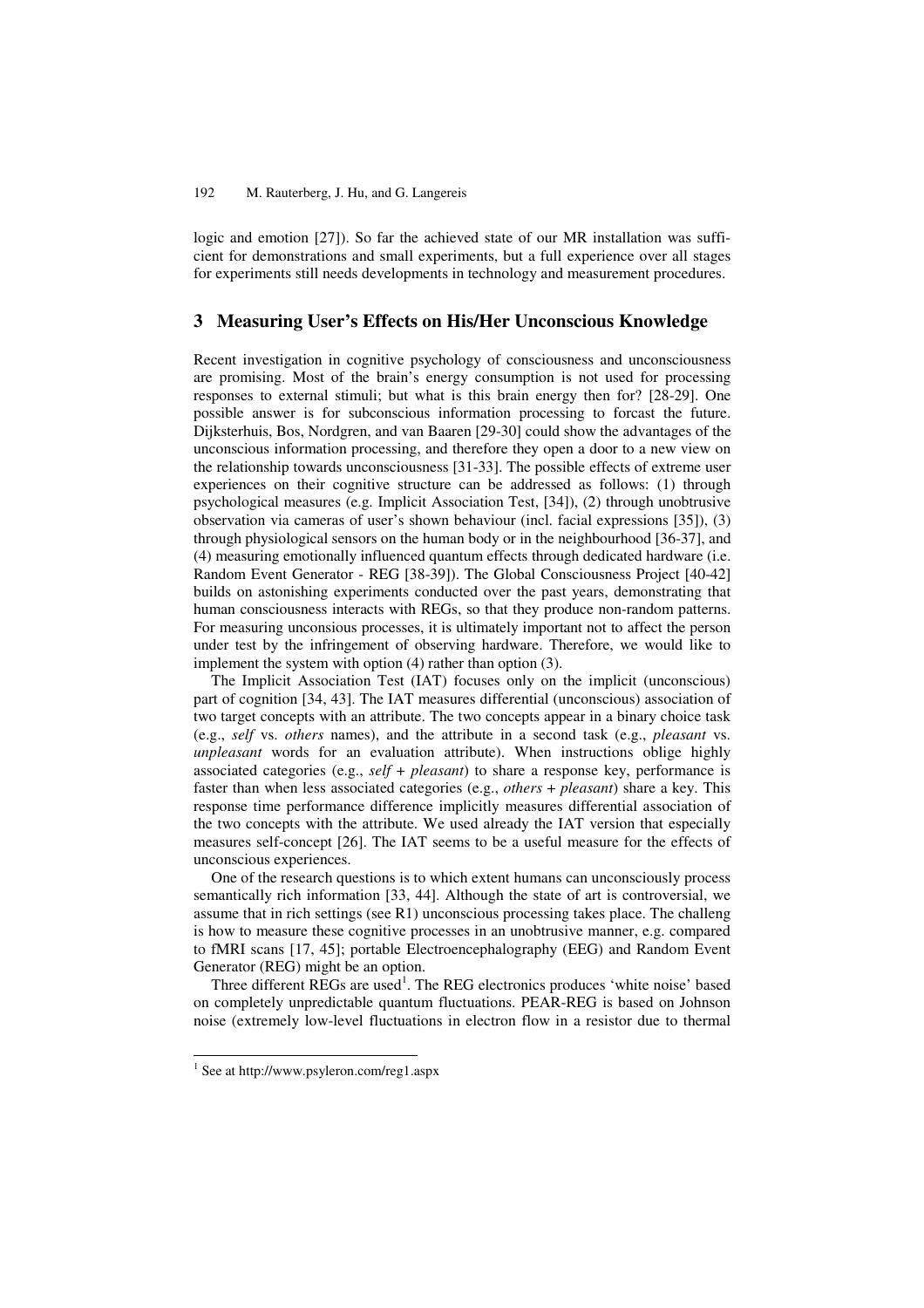logic and emotion [27]). So far the achieved state of our MR installation was sufficient for demonstrations and small experiments, but a full experience over all stages for experiments still needs developments in technology and measurement procedures.

## 3 Measuring User's Effects on His/Her Unconscious Knowledge

Recent investigation in cognitive psychology of consciousness and unconsciousness are promising. Most of the brain's energy consumption is not used for processing responses to external stimuli; but what is this brain energy then for? [28-29]. One possible answer is for subconscious information processing to forcast the future. Dijksterhuis, Bos, Nordgren, and van Baaren [29-30] could show the advantages of the unconscious information processing, and therefore they open a door to a new view on the relationship towards unconsciousness [31-33]. The possible effects of extreme user experiences on their cognitive structure can be addressed as follows: (1) through psychological measures (e.g. Implicit Association Test, [34]), (2) through unobtrusive observation via cameras of user's shown behaviour (incl. facial expressions [35]), (3) through physiological sensors on the human body or in the neighbourhood [36-37], and (4) measuring emotionally influenced quantum effects through dedicated hardware (i.e. Random Event Generator - REG [38-39]). The Global Consciousness Project [40-42] builds on astonishing experiments conducted over the past years, demonstrating that human consciousness interacts with REGs, so that they produce non-random patterns. For measuring unconsious processes, it is ultimately important not to affect the person under test by the infringement of observing hardware. Therefore, we would like to implement the system with option (4) rather than option (3).

The Implicit Association Test (IAT) focuses only on the implicit (unconscious) part of cognition [34, 43]. The IAT measures differential (unconscious) association of two target concepts with an attribute. The two concepts appear in a binary choice task (e.g., *self* vs. *others* names), and the attribute in a second task (e.g., *pleasant* vs. *unpleasant* words for an evaluation attribute). When instructions oblige highly associated categories (e.g., *self* + *pleasant*) to share a response key, performance is faster than when less associated categories (e.g., *others* + *pleasant*) share a key. This response time performance difference implicitly measures differential association of the two concepts with the attribute. We used already the IAT version that especially measures self-concept [26]. The IAT seems to be a useful measure for the effects of unconscious experiences.

One of the research questions is to which extent humans can unconsciously process semantically rich information [33, 44]. Although the state of art is controversial, we assume that in rich settings (see R1) unconscious processing takes place. The challeng is how to measure these cognitive processes in an unobtrusive manner, e.g. compared to fMRI scans [17, 45]; portable Electroencephalography (EEG) and Random Event Generator (REG) might be an option.

Three different REGs are used[1]. The REG electronics produces 'white noise' based on completely unpredictable quantum fluctuations. PEAR-REG is based on Johnson noise (extremely low-level fluctuations in electron flow in a resistor due to thermal

[1] See at http://www.psyleron.com/reg1.aspx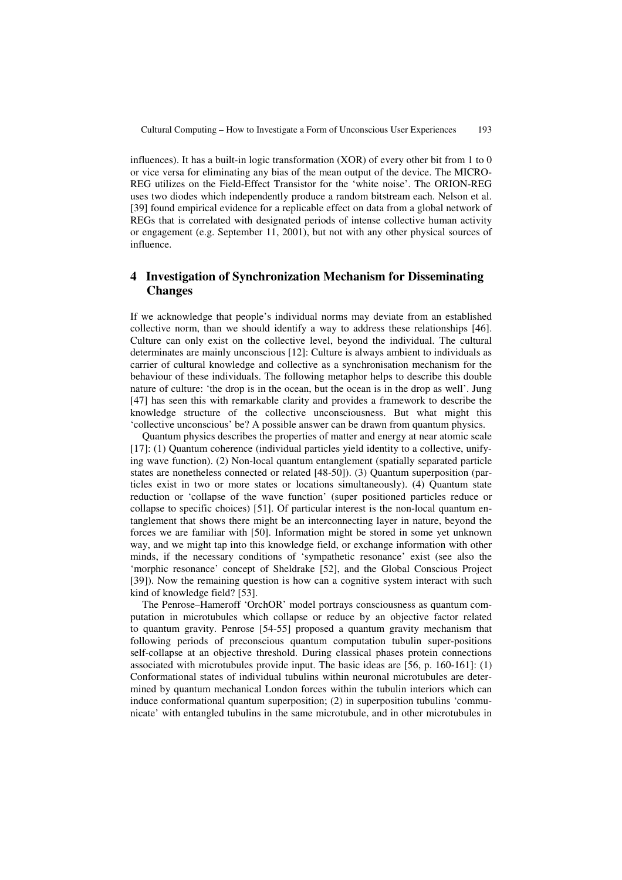influences). It has a built-in logic transformation (XOR) of every other bit from 1 to 0 or vice versa for eliminating any bias of the mean output of the device. The MICRO-REG utilizes on the Field-Effect Transistor for the 'white noise'. The ORION-REG uses two diodes which independently produce a random bitstream each. Nelson et al. [39] found empirical evidence for a replicable effect on data from a global network of REGs that is correlated with designated periods of intense collective human activity or engagement (e.g. September 11, 2001), but not with any other physical sources of influence.

## 4 Investigation of Synchronization Mechanism for Disseminating Changes

If we acknowledge that people's individual norms may deviate from an established collective norm, than we should identify a way to address these relationships [46]. Culture can only exist on the collective level, beyond the individual. The cultural determinates are mainly unconscious [12]: Culture is always ambient to individuals as carrier of cultural knowledge and collective as a synchronisation mechanism for the behaviour of these individuals. The following metaphor helps to describe this double nature of culture: 'the drop is in the ocean, but the ocean is in the drop as well'. Jung [47] has seen this with remarkable clarity and provides a framework to describe the knowledge structure of the collective unconsciousness. But what might this 'collective unconscious' be? A possible answer can be drawn from quantum physics.

Quantum physics describes the properties of matter and energy at near atomic scale [17]: (1) Quantum coherence (individual particles yield identity to a collective, unifying wave function). (2) Non-local quantum entanglement (spatially separated particle states are nonetheless connected or related [48-50]). (3) Quantum superposition (particles exist in two or more states or locations simultaneously). (4) Quantum state reduction or 'collapse of the wave function' (super positioned particles reduce or collapse to specific choices) [51]. Of particular interest is the non-local quantum entanglement that shows there might be an interconnecting layer in nature, beyond the forces we are familiar with [50]. Information might be stored in some yet unknown way, and we might tap into this knowledge field, or exchange information with other minds, if the necessary conditions of 'sympathetic resonance' exist (see also the 'morphic resonance' concept of Sheldrake [52], and the Global Conscious Project [39]). Now the remaining question is how can a cognitive system interact with such kind of knowledge field? [53].

The Penrose–Hameroff 'OrchOR' model portrays consciousness as quantum computation in microtubules which collapse or reduce by an objective factor related to quantum gravity. Penrose [54-55] proposed a quantum gravity mechanism that following periods of preconscious quantum computation tubulin super-positions self-collapse at an objective threshold. During classical phases protein connections associated with microtubules provide input. The basic ideas are [56, p. 160-161]: (1) Conformational states of individual tubulins within neuronal microtubules are determined by quantum mechanical London forces within the tubulin interiors which can induce conformational quantum superposition; (2) in superposition tubulins 'communicate' with entangled tubulins in the same microtubule, and in other microtubules in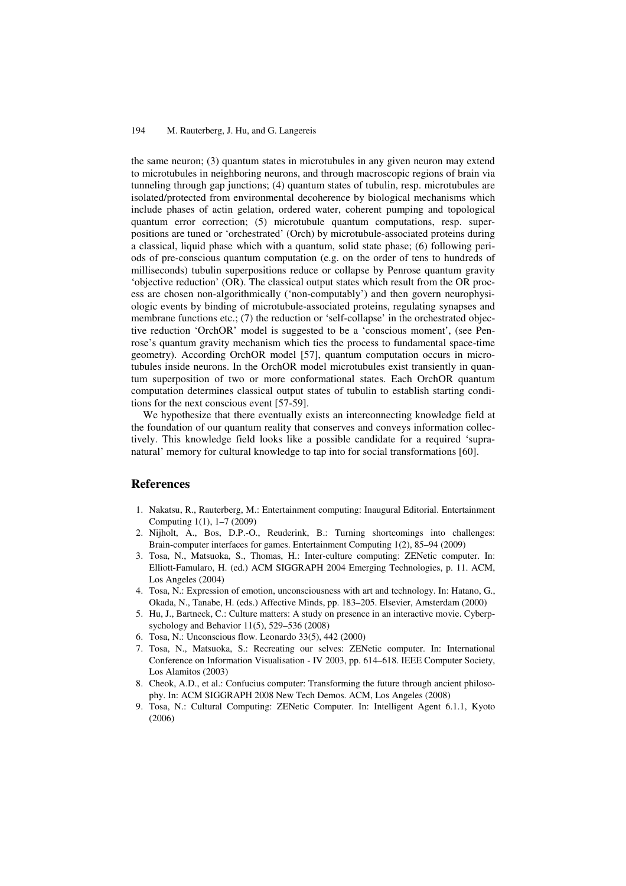the same neuron; (3) quantum states in microtubules in any given neuron may extend to microtubules in neighboring neurons, and through macroscopic regions of brain via tunneling through gap junctions; (4) quantum states of tubulin, resp. microtubules are isolated/protected from environmental decoherence by biological mechanisms which include phases of actin gelation, ordered water, coherent pumping and topological quantum error correction; (5) microtubule quantum computations, resp. superpositions are tuned or 'orchestrated' (Orch) by microtubule-associated proteins during a classical, liquid phase which with a quantum, solid state phase; (6) following periods of pre-conscious quantum computation (e.g. on the order of tens to hundreds of milliseconds) tubulin superpositions reduce or collapse by Penrose quantum gravity 'objective reduction' (OR). The classical output states which result from the OR process are chosen non-algorithmically ('non-computably') and then govern neurophysiologic events by binding of microtubule-associated proteins, regulating synapses and membrane functions etc.; (7) the reduction or 'self-collapse' in the orchestrated objective reduction 'OrchOR' model is suggested to be a 'conscious moment', (see Penrose's quantum gravity mechanism which ties the process to fundamental space-time geometry). According OrchOR model [57], quantum computation occurs in microtubules inside neurons. In the OrchOR model microtubules exist transiently in quantum superposition of two or more conformational states. Each OrchOR quantum computation determines classical output states of tubulin to establish starting conditions for the next conscious event [57-59].

We hypothesize that there eventually exists an interconnecting knowledge field at the foundation of our quantum reality that conserves and conveys information collectively. This knowledge field looks like a possible candidate for a required 'supranatural' memory for cultural knowledge to tap into for social transformations [60].

## References

1. Nakatsu, R., Rauterberg, M.: Entertainment computing: Inaugural Editorial. Entertainment Computing 1(1), 1–7 (2009)
2. Nijholt, A., Bos, D.P.-O., Reuderink, B.: Turning shortcomings into challenges: Brain-computer interfaces for games. Entertainment Computing 1(2), 85–94 (2009)
3. Tosa, N., Matsuoka, S., Thomas, H.: Inter-culture computing: ZENetic computer. In: Elliott-Famularo, H. (ed.) ACM SIGGRAPH 2004 Emerging Technologies, p. 11. ACM, Los Angeles (2004)
4. Tosa, N.: Expression of emotion, unconsciousness with art and technology. In: Hatano, G., Okada, N., Tanabe, H. (eds.) Affective Minds, pp. 183–205. Elsevier, Amsterdam (2000)
5. Hu, J., Bartneck, C.: Culture matters: A study on presence in an interactive movie. Cyberpsychology and Behavior 11(5), 529–536 (2008)
6. Tosa, N.: Unconscious flow. Leonardo 33(5), 442 (2000)
7. Tosa, N., Matsuoka, S.: Recreating our selves: ZENetic computer. In: International Conference on Information Visualisation - IV 2003, pp. 614–618. IEEE Computer Society, Los Alamitos (2003)
8. Cheok, A.D., et al.: Confucius computer: Transforming the future through ancient philosophy. In: ACM SIGGRAPH 2008 New Tech Demos. ACM, Los Angeles (2008)
9. Tosa, N.: Cultural Computing: ZENetic Computer. In: Intelligent Agent 6.1.1, Kyoto (2006)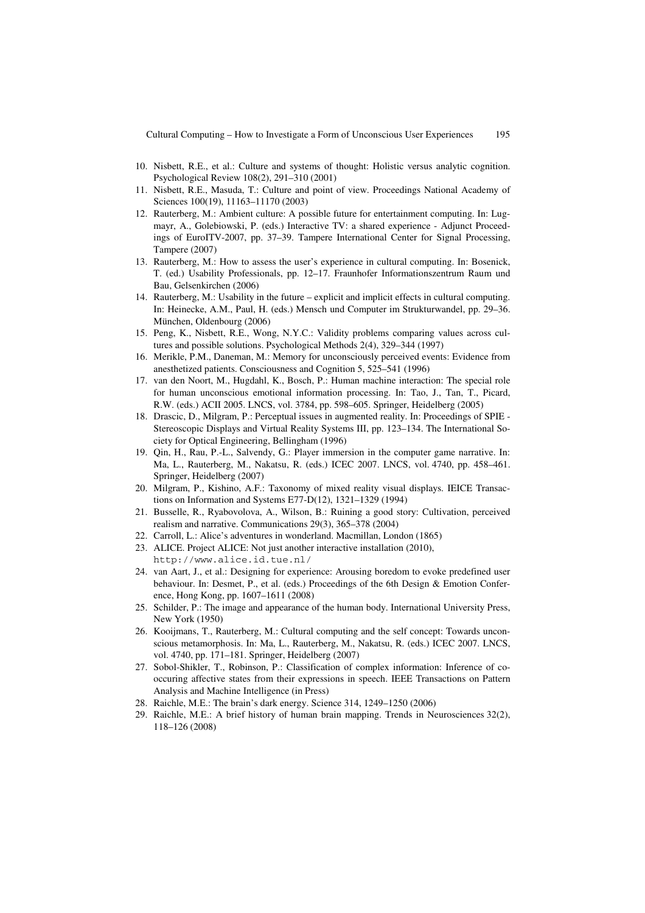10. Nisbett, R.E., et al.: Culture and systems of thought: Holistic versus analytic cognition. Psychological Review 108(2), 291–310 (2001)
11. Nisbett, R.E., Masuda, T.: Culture and point of view. Proceedings National Academy of Sciences 100(19), 11163–11170 (2003)
12. Rauterberg, M.: Ambient culture: A possible future for entertainment computing. In: Lugmayr, A., Golebiowski, P. (eds.) Interactive TV: a shared experience - Adjunct Proceedings of EuroITV-2007, pp. 37–39. Tampere International Center for Signal Processing, Tampere (2007)
13. Rauterberg, M.: How to assess the user's experience in cultural computing. In: Bosenick, T. (ed.) Usability Professionals, pp. 12–17. Fraunhofer Informationszentrum Raum und Bau, Gelsenkirchen (2006)
14. Rauterberg, M.: Usability in the future – explicit and implicit effects in cultural computing. In: Heinecke, A.M., Paul, H. (eds.) Mensch und Computer im Strukturwandel, pp. 29–36. München, Oldenbourg (2006)
15. Peng, K., Nisbett, R.E., Wong, N.Y.C.: Validity problems comparing values across cultures and possible solutions. Psychological Methods 2(4), 329–344 (1997)
16. Merikle, P.M., Daneman, M.: Memory for unconsciously perceived events: Evidence from anesthetized patients. Consciousness and Cognition 5, 525–541 (1996)
17. van den Noort, M., Hugdahl, K., Bosch, P.: Human machine interaction: The special role for human unconscious emotional information processing. In: Tao, J., Tan, T., Picard, R.W. (eds.) ACII 2005. LNCS, vol. 3784, pp. 598–605. Springer, Heidelberg (2005)
18. Drascic, D., Milgram, P.: Perceptual issues in augmented reality. In: Proceedings of SPIE - Stereoscopic Displays and Virtual Reality Systems III, pp. 123–134. The International Society for Optical Engineering, Bellingham (1996)
19. Qin, H., Rau, P.-L., Salvendy, G.: Player immersion in the computer game narrative. In: Ma, L., Rauterberg, M., Nakatsu, R. (eds.) ICEC 2007. LNCS, vol. 4740, pp. 458–461. Springer, Heidelberg (2007)
20. Milgram, P., Kishino, A.F.: Taxonomy of mixed reality visual displays. IEICE Transactions on Information and Systems E77-D(12), 1321–1329 (1994)
21. Busselle, R., Ryabovolova, A., Wilson, B.: Ruining a good story: Cultivation, perceived realism and narrative. Communications 29(3), 365–378 (2004)
22. Carroll, L.: Alice's adventures in wonderland. Macmillan, London (1865)
23. ALICE. Project ALICE: Not just another interactive installation (2010), http://www.alice.id.tue.nl/
24. van Aart, J., et al.: Designing for experience: Arousing boredom to evoke predefined user behaviour. In: Desmet, P., et al. (eds.) Proceedings of the 6th Design & Emotion Conference, Hong Kong, pp. 1607–1611 (2008)
25. Schilder, P.: The image and appearance of the human body. International University Press, New York (1950)
26. Kooijmans, T., Rauterberg, M.: Cultural computing and the self concept: Towards unconscious metamorphosis. In: Ma, L., Rauterberg, M., Nakatsu, R. (eds.) ICEC 2007. LNCS, vol. 4740, pp. 171–181. Springer, Heidelberg (2007)
27. Sobol-Shikler, T., Robinson, P.: Classification of complex information: Inference of co-occuring affective states from their expressions in speech. IEEE Transactions on Pattern Analysis and Machine Intelligence (in Press)
28. Raichle, M.E.: The brain's dark energy. Science 314, 1249–1250 (2006)
29. Raichle, M.E.: A brief history of human brain mapping. Trends in Neurosciences 32(2), 118–126 (2008)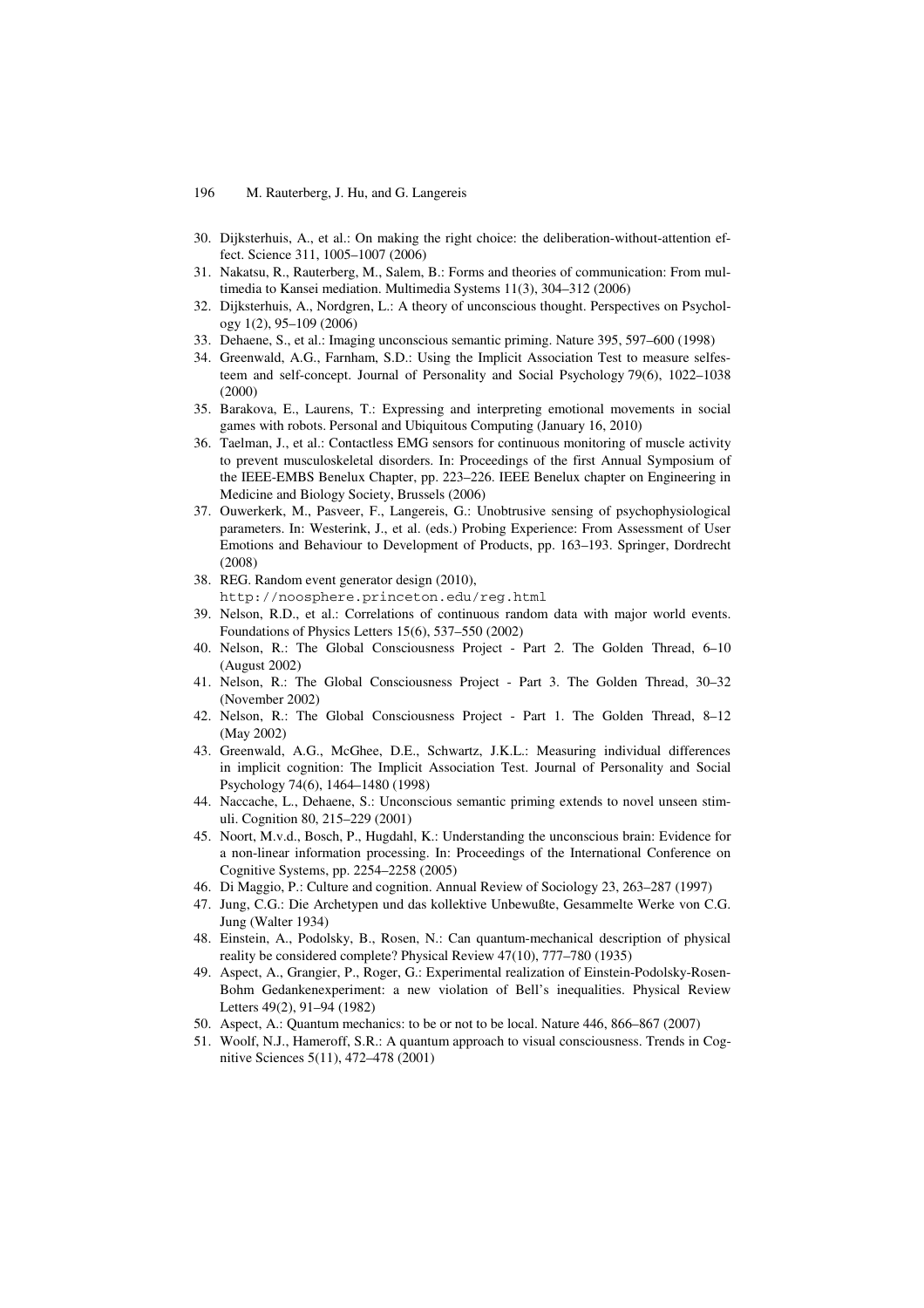30. Dijksterhuis, A., et al.: On making the right choice: the deliberation-without-attention effect. Science 311, 1005–1007 (2006)
31. Nakatsu, R., Rauterberg, M., Salem, B.: Forms and theories of communication: From multimedia to Kansei mediation. Multimedia Systems 11(3), 304–312 (2006)
32. Dijksterhuis, A., Nordgren, L.: A theory of unconscious thought. Perspectives on Psychology 1(2), 95–109 (2006)
33. Dehaene, S., et al.: Imaging unconscious semantic priming. Nature 395, 597–600 (1998)
34. Greenwald, A.G., Farnham, S.D.: Using the Implicit Association Test to measure selfesteem and self-concept. Journal of Personality and Social Psychology 79(6), 1022–1038 (2000)
35. Barakova, E., Laurens, T.: Expressing and interpreting emotional movements in social games with robots. Personal and Ubiquitous Computing (January 16, 2010)
36. Taelman, J., et al.: Contactless EMG sensors for continuous monitoring of muscle activity to prevent musculoskeletal disorders. In: Proceedings of the first Annual Symposium of the IEEE-EMBS Benelux Chapter, pp. 223–226. IEEE Benelux chapter on Engineering in Medicine and Biology Society, Brussels (2006)
37. Ouwerkerk, M., Pasveer, F., Langereis, G.: Unobtrusive sensing of psychophysiological parameters. In: Westerink, J., et al. (eds.) Probing Experience: From Assessment of User Emotions and Behaviour to Development of Products, pp. 163–193. Springer, Dordrecht (2008)
38. REG. Random event generator design (2010), http://noosphere.princeton.edu/reg.html
39. Nelson, R.D., et al.: Correlations of continuous random data with major world events. Foundations of Physics Letters 15(6), 537–550 (2002)
40. Nelson, R.: The Global Consciousness Project - Part 2. The Golden Thread, 6–10 (August 2002)
41. Nelson, R.: The Global Consciousness Project - Part 3. The Golden Thread, 30–32 (November 2002)
42. Nelson, R.: The Global Consciousness Project - Part 1. The Golden Thread, 8–12 (May 2002)
43. Greenwald, A.G., McGhee, D.E., Schwartz, J.K.L.: Measuring individual differences in implicit cognition: The Implicit Association Test. Journal of Personality and Social Psychology 74(6), 1464–1480 (1998)
44. Naccache, L., Dehaene, S.: Unconscious semantic priming extends to novel unseen stimuli. Cognition 80, 215–229 (2001)
45. Noort, M.v.d., Bosch, P., Hugdahl, K.: Understanding the unconscious brain: Evidence for a non-linear information processing. In: Proceedings of the International Conference on Cognitive Systems, pp. 2254–2258 (2005)
46. Di Maggio, P.: Culture and cognition. Annual Review of Sociology 23, 263–287 (1997)
47. Jung, C.G.: Die Archetypen und das kollektive Unbewußte, Gesammelte Werke von C.G. Jung (Walter 1934)
48. Einstein, A., Podolsky, B., Rosen, N.: Can quantum-mechanical description of physical reality be considered complete? Physical Review 47(10), 777–780 (1935)
49. Aspect, A., Grangier, P., Roger, G.: Experimental realization of Einstein-Podolsky-Rosen-Bohm Gedankenexperiment: a new violation of Bell's inequalities. Physical Review Letters 49(2), 91–94 (1982)
50. Aspect, A.: Quantum mechanics: to be or not to be local. Nature 446, 866–867 (2007)
51. Woolf, N.J., Hameroff, S.R.: A quantum approach to visual consciousness. Trends in Cognitive Sciences 5(11), 472–478 (2001)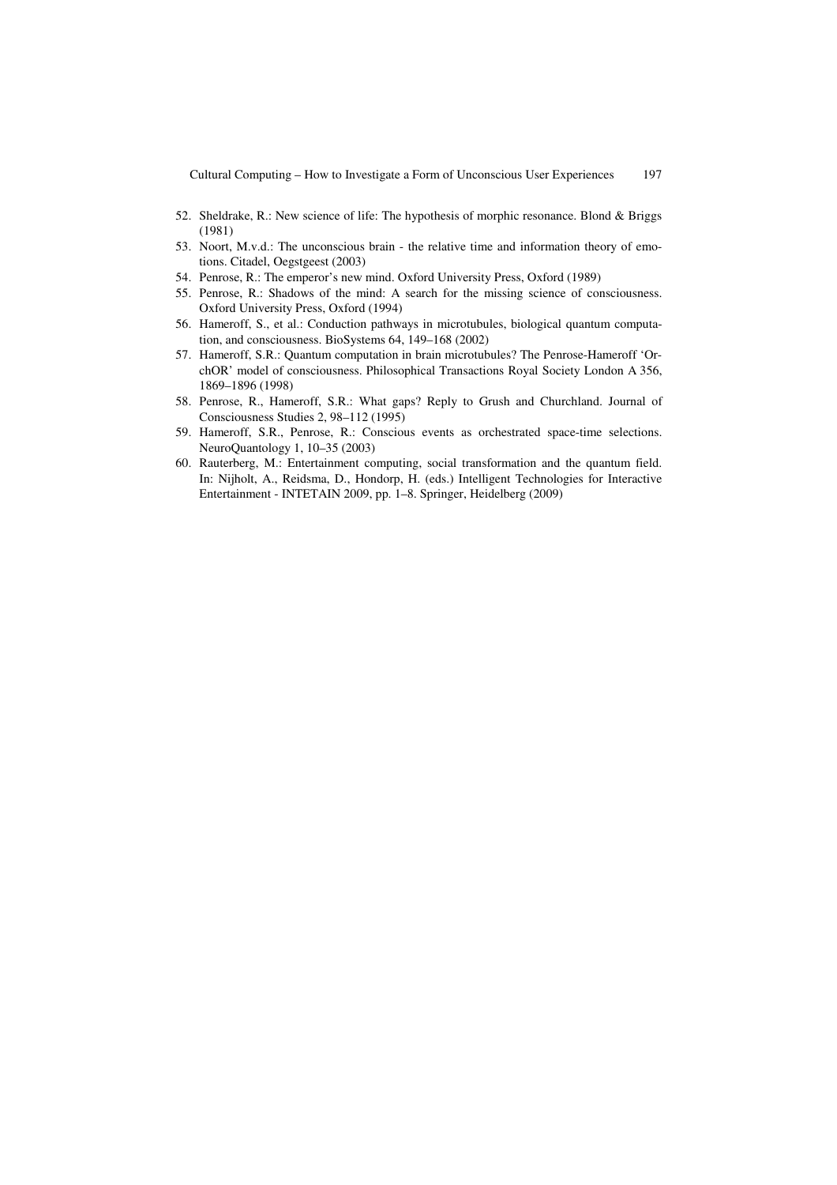52. Sheldrake, R.: New science of life: The hypothesis of morphic resonance. Blond & Briggs (1981)
53. Noort, M.v.d.: The unconscious brain - the relative time and information theory of emotions. Citadel, Oegstgeest (2003)
54. Penrose, R.: The emperor's new mind. Oxford University Press, Oxford (1989)
55. Penrose, R.: Shadows of the mind: A search for the missing science of consciousness. Oxford University Press, Oxford (1994)
56. Hameroff, S., et al.: Conduction pathways in microtubules, biological quantum computation, and consciousness. BioSystems 64, 149–168 (2002)
57. Hameroff, S.R.: Quantum computation in brain microtubules? The Penrose-Hameroff 'OrchOR' model of consciousness. Philosophical Transactions Royal Society London A 356, 1869–1896 (1998)
58. Penrose, R., Hameroff, S.R.: What gaps? Reply to Grush and Churchland. Journal of Consciousness Studies 2, 98–112 (1995)
59. Hameroff, S.R., Penrose, R.: Conscious events as orchestrated space-time selections. NeuroQuantology 1, 10–35 (2003)
60. Rauterberg, M.: Entertainment computing, social transformation and the quantum field. In: Nijholt, A., Reidsma, D., Hondorp, H. (eds.) Intelligent Technologies for Interactive Entertainment - INTETAIN 2009, pp. 1–8. Springer, Heidelberg (2009)